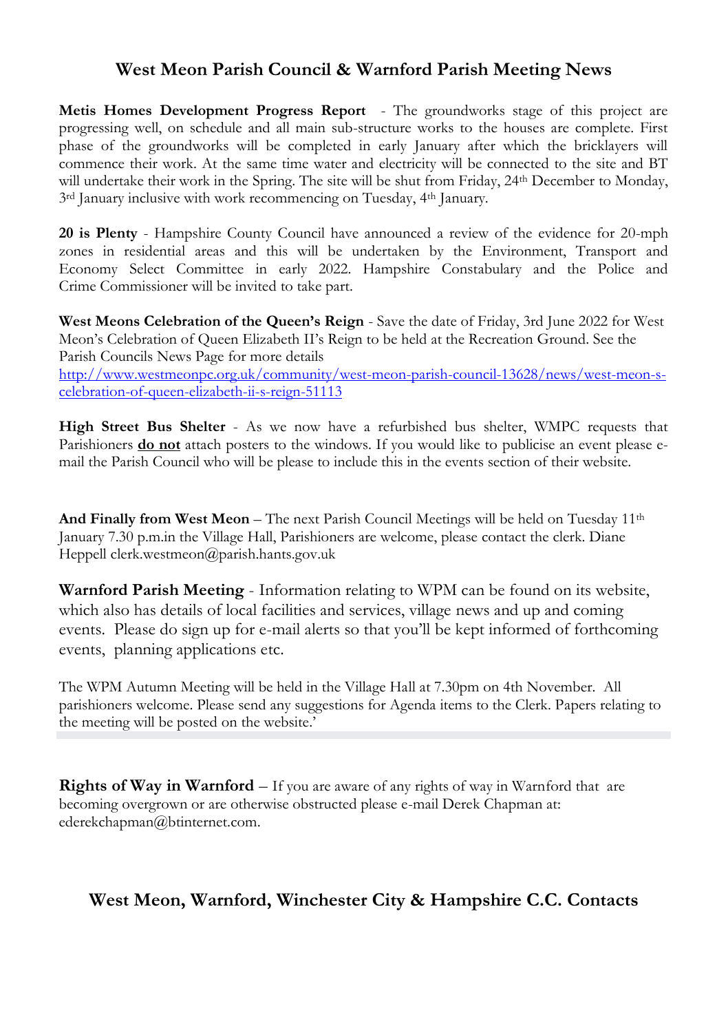## West Meon Parish Council & Warnford Parish Meeting News

**Metis Homes Development Progress Report** - The groundworks stage of this project are progressing well, on schedule and all main sub-structure works to the houses are complete. First phase of the groundworks will be completed in early January after which the bricklayers will commence their work. At the same time water and electricity will be connected to the site and BT will undertake their work in the Spring. The site will be shut from Friday, 24th December to Monday, 3rd January inclusive with work recommencing on Tuesday, 4th January.

**20 is Plenty** - Hampshire County Council have announced a review of the evidence for 20-mph zones in residential areas and this will be undertaken by the Environment, Transport and Economy Select Committee in early 2022. Hampshire Constabulary and the Police and Crime Commissioner will be invited to take part.

**West Meons Celebration of the Queen's Reign** - Save the date of Friday, 3rd June 2022 for West Meon's Celebration of Queen Elizabeth II's Reign to be held at the Recreation Ground. See the Parish Councils News Page for more details http://www.westmeonpc.org.uk/community/west-meon-parish-council-13628/news/west-meon-s-celebration-of-queen-elizabeth-ii-s-reign-51113

**High Street Bus Shelter** - As we now have a refurbished bus shelter, WMPC requests that Parishioners **do not** attach posters to the windows. If you would like to publicise an event please e-mail the Parish Council who will be please to include this in the events section of their website.

**And Finally from West Meon** – The next Parish Council Meetings will be held on Tuesday 11th January 7.30 p.m.in the Village Hall, Parishioners are welcome, please contact the clerk. Diane Heppell clerk.westmeon@parish.hants.gov.uk

**Warnford Parish Meeting** - Information relating to WPM can be found on its website, which also has details of local facilities and services, village news and up and coming events. Please do sign up for e-mail alerts so that you'll be kept informed of forthcoming events, planning applications etc.

The WPM Autumn Meeting will be held in the Village Hall at 7.30pm on 4th November. All parishioners welcome. Please send any suggestions for Agenda items to the Clerk. Papers relating to the meeting will be posted on the website.'

**Rights of Way in Warnford** – If you are aware of any rights of way in Warnford that are becoming overgrown or are otherwise obstructed please e-mail Derek Chapman at: ederekchapman@btinternet.com.

## West Meon, Warnford, Winchester City & Hampshire C.C. Contacts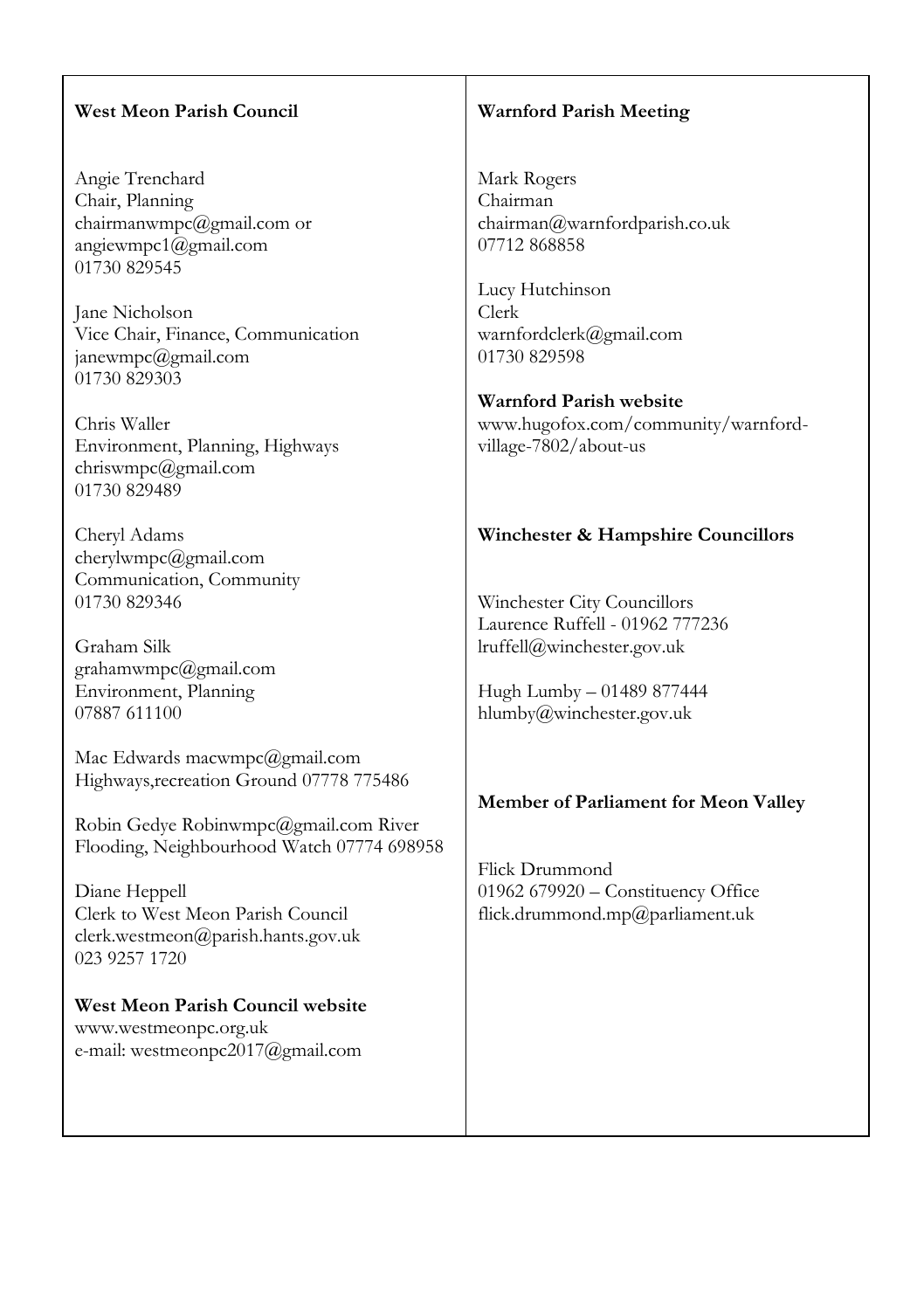**West Meon Parish Council**

Angie Trenchard
Chair, Planning
chairmanwmpc@gmail.com or
angiewmpc1@gmail.com
01730 829545

Jane Nicholson
Vice Chair, Finance, Communication
janewmpc@gmail.com
01730 829303

Chris Waller
Environment, Planning, Highways
chriswmpc@gmail.com
01730 829489

Cheryl Adams
cherylwmpc@gmail.com
Communication, Community
01730 829346

Graham Silk
grahamwmpc@gmail.com
Environment, Planning
07887 611100

Mac Edwards macwmpc@gmail.com
Highways,recreation Ground 07778 775486

Robin Gedye Robinwmpc@gmail.com River Flooding, Neighbourhood Watch 07774 698958

Diane Heppell
Clerk to West Meon Parish Council
clerk.westmeon@parish.hants.gov.uk
023 9257 1720

**West Meon Parish Council website**
www.westmeonpc.org.uk
e-mail: westmeonpc2017@gmail.com

**Warnford Parish Meeting**

Mark Rogers
Chairman
chairman@warnfordparish.co.uk
07712 868858

Lucy Hutchinson
Clerk
warnfordclerk@gmail.com
01730 829598

**Warnford Parish website**
www.hugofox.com/community/warnford-village-7802/about-us

**Winchester & Hampshire Councillors**

Winchester City Councillors
Laurence Ruffell - 01962 777236
lruffell@winchester.gov.uk

Hugh Lumby – 01489 877444
hlumby@winchester.gov.uk

**Member of Parliament for Meon Valley**

Flick Drummond
01962 679920 – Constituency Office
flick.drummond.mp@parliament.uk